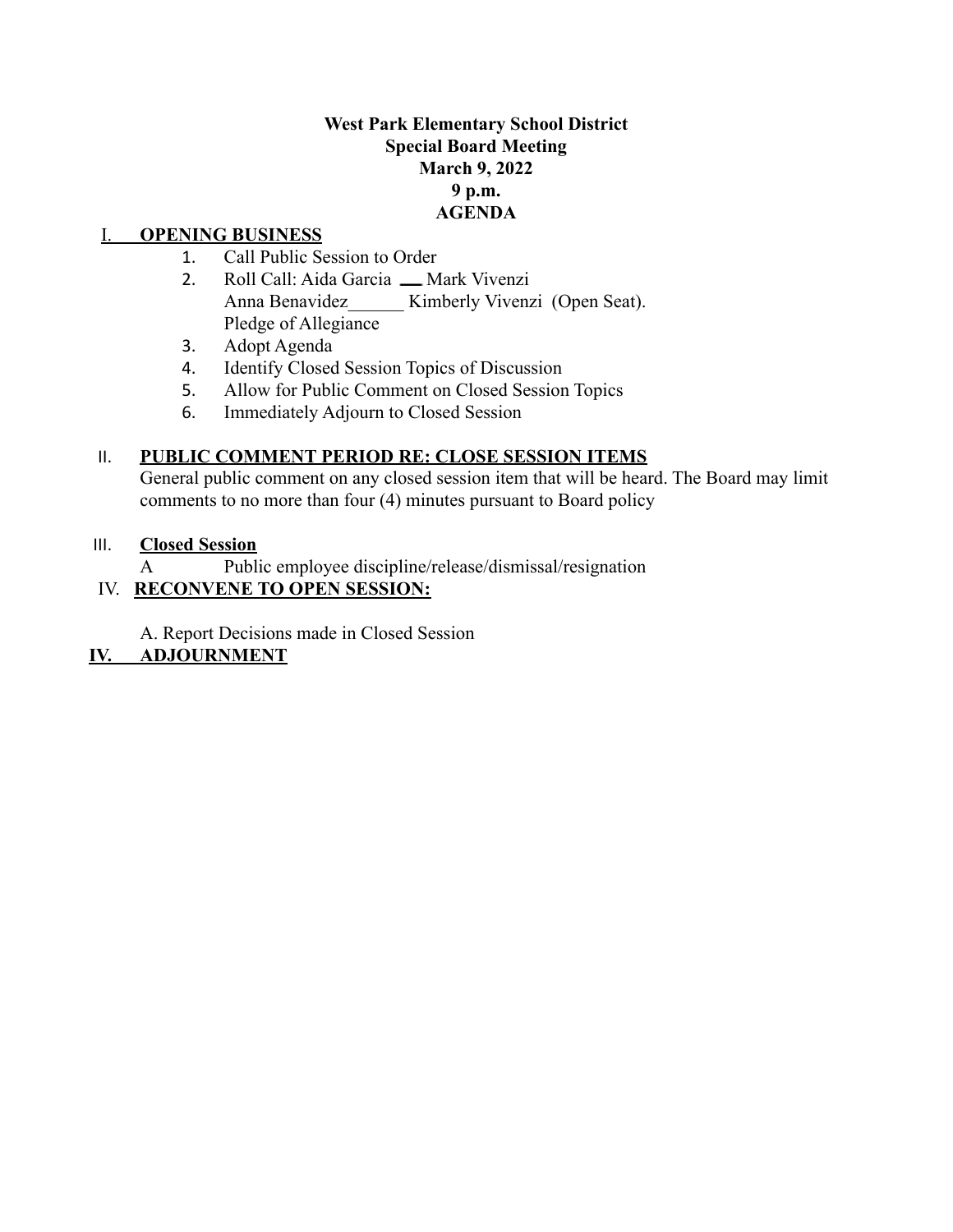**West Park Elementary School District**
**Special Board Meeting**
**March 9, 2022**
**9 p.m.**
**AGENDA**

I. **OPENING BUSINESS**

1. Call Public Session to Order
2. Roll Call: Aida Garcia ___ Mark Vivenzi
   Anna Benavidez______ Kimberly Vivenzi (Open Seat).
   Pledge of Allegiance
3. Adopt Agenda
4. Identify Closed Session Topics of Discussion
5. Allow for Public Comment on Closed Session Topics
6. Immediately Adjourn to Closed Session

II. **PUBLIC COMMENT PERIOD RE: CLOSE SESSION ITEMS**

General public comment on any closed session item that will be heard. The Board may limit comments to no more than four (4) minutes pursuant to Board policy

III. **Closed Session**

A Public employee discipline/release/dismissal/resignation

IV. **RECONVENE TO OPEN SESSION:**

A. Report Decisions made in Closed Session

**IV. ADJOURNMENT**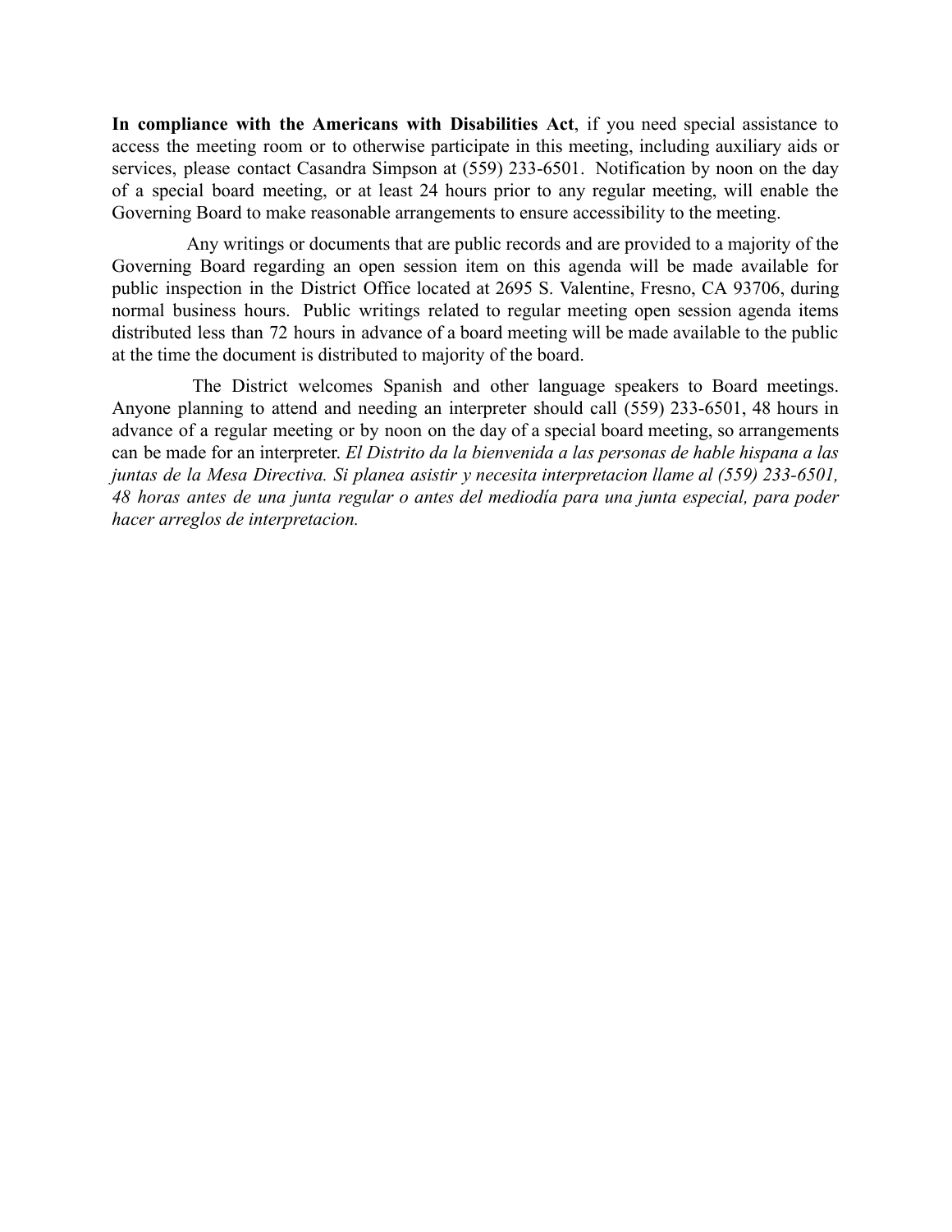**In compliance with the Americans with Disabilities Act**, if you need special assistance to access the meeting room or to otherwise participate in this meeting, including auxiliary aids or services, please contact Casandra Simpson at (559) 233-6501. Notification by noon on the day of a special board meeting, or at least 24 hours prior to any regular meeting, will enable the Governing Board to make reasonable arrangements to ensure accessibility to the meeting.

Any writings or documents that are public records and are provided to a majority of the Governing Board regarding an open session item on this agenda will be made available for public inspection in the District Office located at 2695 S. Valentine, Fresno, CA 93706, during normal business hours. Public writings related to regular meeting open session agenda items distributed less than 72 hours in advance of a board meeting will be made available to the public at the time the document is distributed to majority of the board.

The District welcomes Spanish and other language speakers to Board meetings. Anyone planning to attend and needing an interpreter should call (559) 233-6501, 48 hours in advance of a regular meeting or by noon on the day of a special board meeting, so arrangements can be made for an interpreter. *El Distrito da la bienvenida a las personas de hable hispana a las juntas de la Mesa Directiva. Si planea asistir y necesita interpretacion llame al (559) 233-6501, 48 horas antes de una junta regular o antes del mediodía para una junta especial, para poder hacer arreglos de interpretacion.*